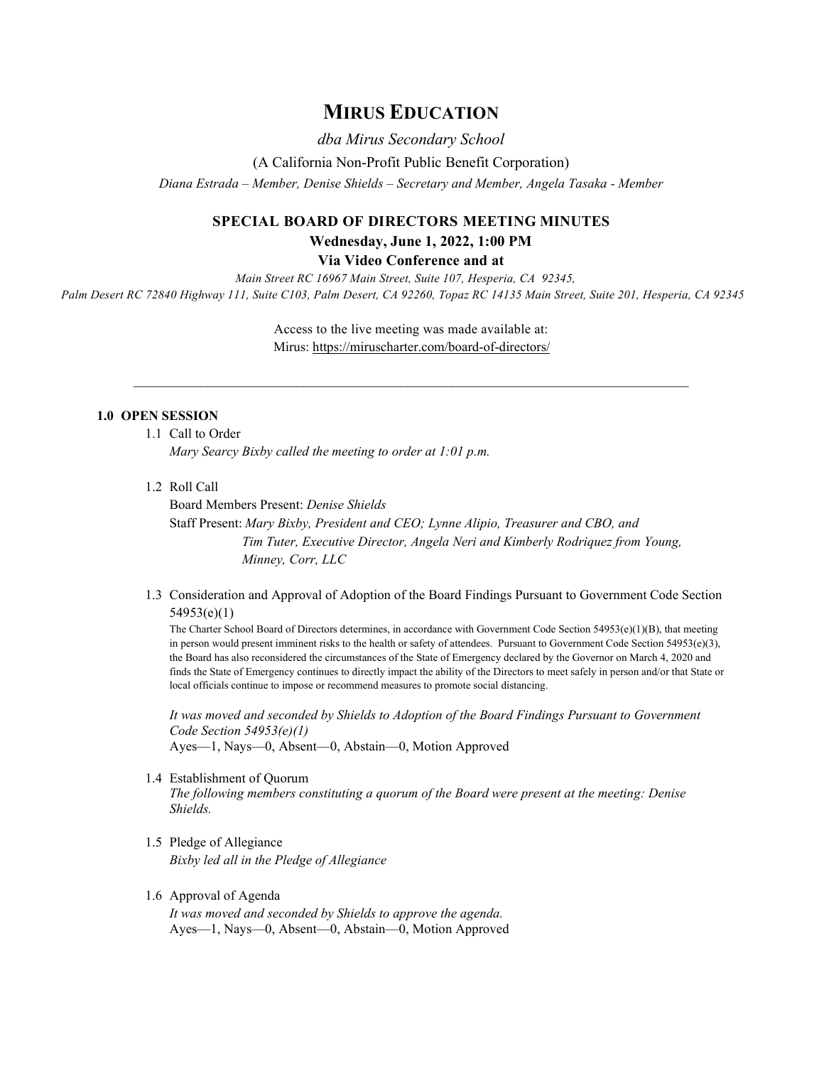# MIRUS EDUCATION

*dba Mirus Secondary School*

(A California Non-Profit Public Benefit Corporation)

*Diana Estrada – Member, Denise Shields – Secretary and Member, Angela Tasaka - Member*

## SPECIAL BOARD OF DIRECTORS MEETING MINUTES

**Wednesday, June 1, 2022, 1:00 PM**

**Via Video Conference and at**

*Main Street RC 16967 Main Street, Suite 107, Hesperia, CA 92345,*
*Palm Desert RC 72840 Highway 111, Suite C103, Palm Desert, CA 92260, Topaz RC 14135 Main Street, Suite 201, Hesperia, CA 92345*

Access to the live meeting was made available at:
Mirus: https://miruscharter.com/board-of-directors/

---

### 1.0 OPEN SESSION

1.1 Call to Order
*Mary Searcy Bixby called the meeting to order at 1:01 p.m.*

1.2 Roll Call
Board Members Present: *Denise Shields*
Staff Present: *Mary Bixby, President and CEO; Lynne Alipio, Treasurer and CBO, and Tim Tuter, Executive Director, Angela Neri and Kimberly Rodriquez from Young, Minney, Corr, LLC*

1.3 Consideration and Approval of Adoption of the Board Findings Pursuant to Government Code Section 54953(e)(1)

The Charter School Board of Directors determines, in accordance with Government Code Section 54953(e)(1)(B), that meeting in person would present imminent risks to the health or safety of attendees. Pursuant to Government Code Section 54953(e)(3), the Board has also reconsidered the circumstances of the State of Emergency declared by the Governor on March 4, 2020 and finds the State of Emergency continues to directly impact the ability of the Directors to meet safely in person and/or that State or local officials continue to impose or recommend measures to promote social distancing.

*It was moved and seconded by Shields to Adoption of the Board Findings Pursuant to Government Code Section 54953(e)(1)*
Ayes—1, Nays—0, Absent—0, Abstain—0, Motion Approved

1.4 Establishment of Quorum
*The following members constituting a quorum of the Board were present at the meeting: Denise Shields.*

1.5 Pledge of Allegiance
*Bixby led all in the Pledge of Allegiance*

1.6 Approval of Agenda
*It was moved and seconded by Shields to approve the agenda.*
Ayes—1, Nays—0, Absent—0, Abstain—0, Motion Approved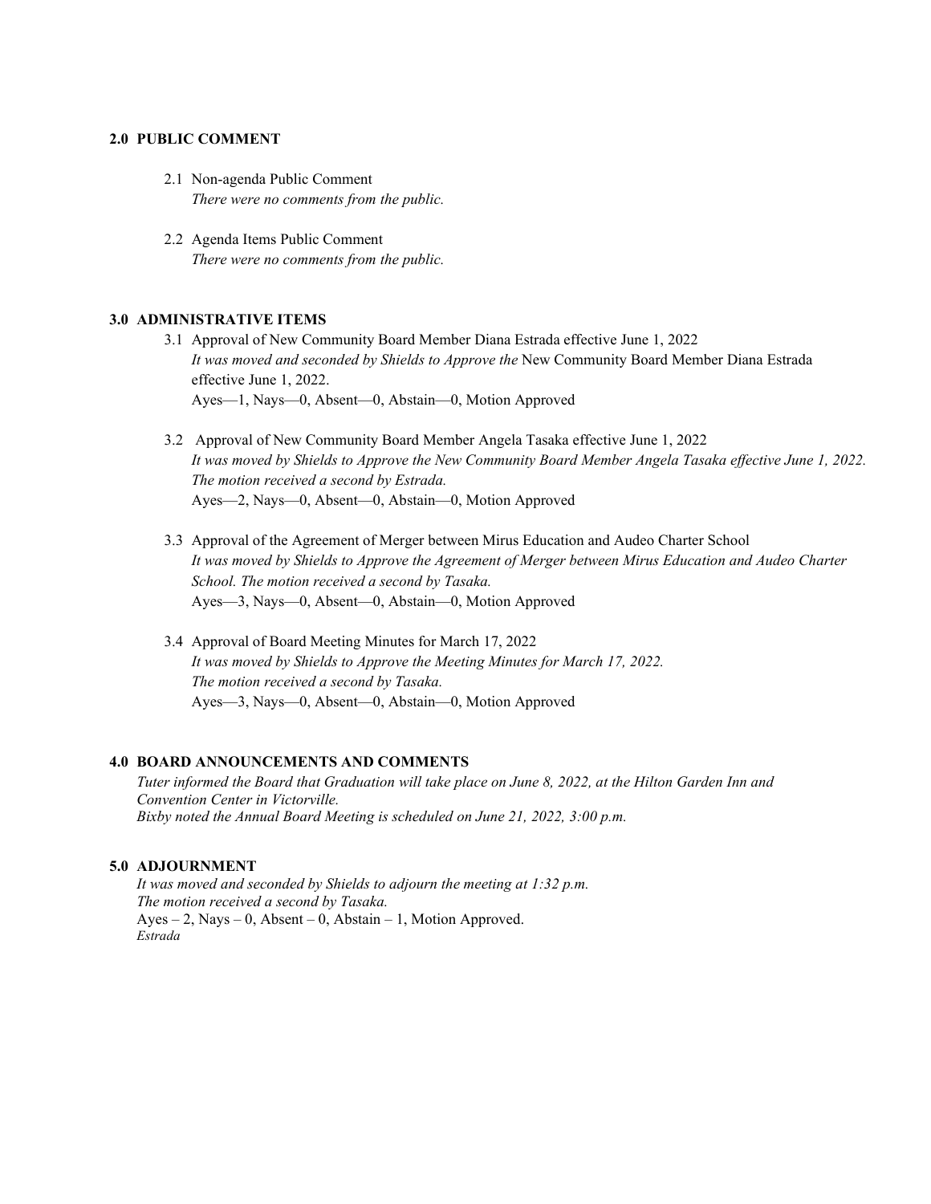## 2.0 PUBLIC COMMENT

2.1 Non-agenda Public Comment
*There were no comments from the public.*

2.2 Agenda Items Public Comment
*There were no comments from the public.*

## 3.0 ADMINISTRATIVE ITEMS

3.1 Approval of New Community Board Member Diana Estrada effective June 1, 2022
*It was moved and seconded by Shields to Approve the* New Community Board Member Diana Estrada effective June 1, 2022.
Ayes—1, Nays—0, Absent—0, Abstain—0, Motion Approved

3.2 Approval of New Community Board Member Angela Tasaka effective June 1, 2022
*It was moved by Shields to Approve the New Community Board Member Angela Tasaka effective June 1, 2022. The motion received a second by Estrada.*
Ayes—2, Nays—0, Absent—0, Abstain—0, Motion Approved

3.3 Approval of the Agreement of Merger between Mirus Education and Audeo Charter School
*It was moved by Shields to Approve the Agreement of Merger between Mirus Education and Audeo Charter School. The motion received a second by Tasaka.*
Ayes—3, Nays—0, Absent—0, Abstain—0, Motion Approved

3.4 Approval of Board Meeting Minutes for March 17, 2022
*It was moved by Shields to Approve the Meeting Minutes for March 17, 2022.*
*The motion received a second by Tasaka.*
Ayes—3, Nays—0, Absent—0, Abstain—0, Motion Approved

## 4.0 BOARD ANNOUNCEMENTS AND COMMENTS

*Tuter informed the Board that Graduation will take place on June 8, 2022, at the Hilton Garden Inn and Convention Center in Victorville.*
*Bixby noted the Annual Board Meeting is scheduled on June 21, 2022, 3:00 p.m.*

## 5.0 ADJOURNMENT

*It was moved and seconded by Shields to adjourn the meeting at 1:32 p.m.*
*The motion received a second by Tasaka.*
Ayes – 2, Nays – 0, Absent – 0, Abstain – 1, Motion Approved.
*Estrada*